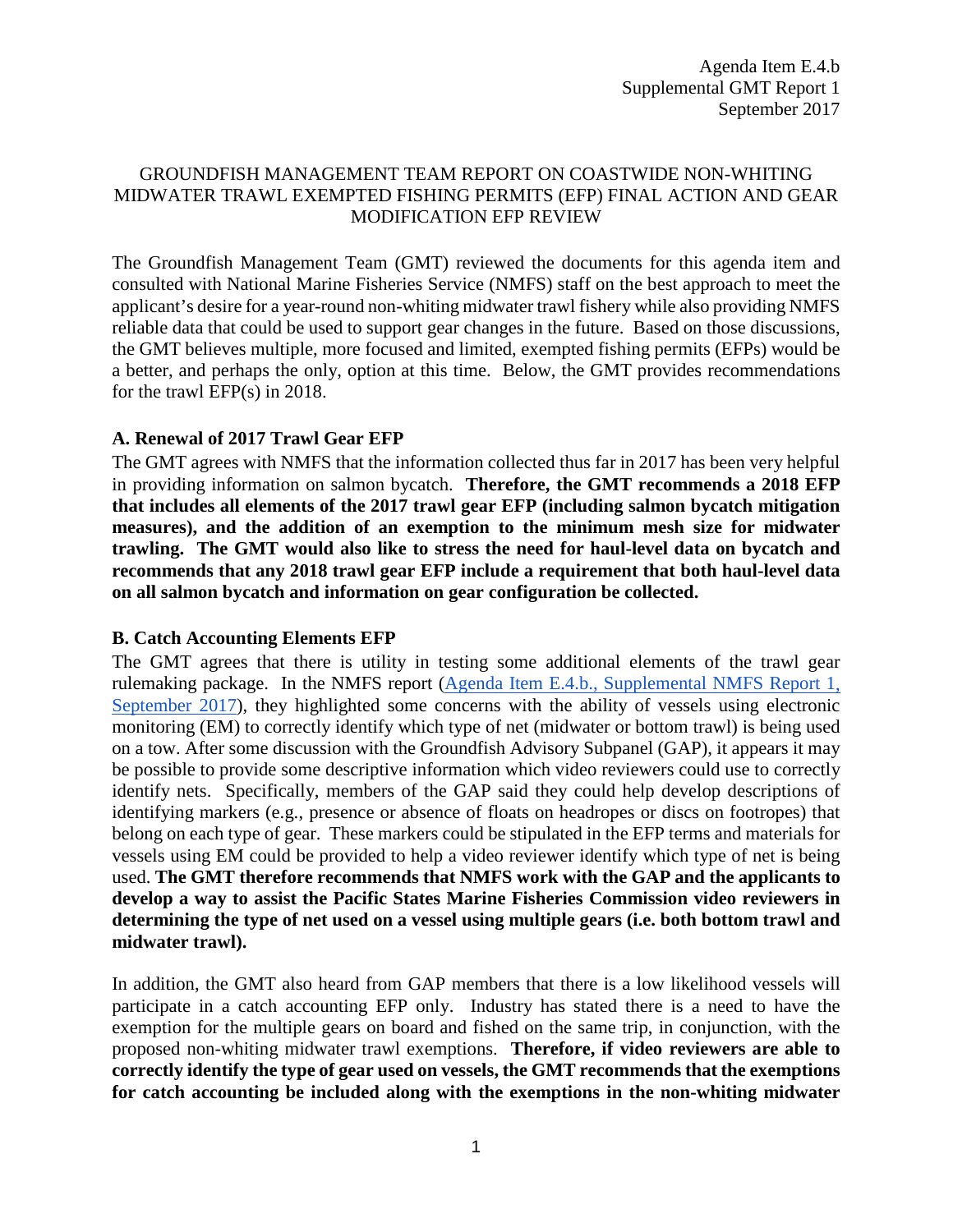Agenda Item E.4.b
Supplemental GMT Report 1
September 2017

# GROUNDFISH MANAGEMENT TEAM REPORT ON COASTWIDE NON-WHITING MIDWATER TRAWL EXEMPTED FISHING PERMITS (EFP) FINAL ACTION AND GEAR MODIFICATION EFP REVIEW

The Groundfish Management Team (GMT) reviewed the documents for this agenda item and consulted with National Marine Fisheries Service (NMFS) staff on the best approach to meet the applicant's desire for a year-round non-whiting midwater trawl fishery while also providing NMFS reliable data that could be used to support gear changes in the future. Based on those discussions, the GMT believes multiple, more focused and limited, exempted fishing permits (EFPs) would be a better, and perhaps the only, option at this time. Below, the GMT provides recommendations for the trawl EFP(s) in 2018.

## A. Renewal of 2017 Trawl Gear EFP

The GMT agrees with NMFS that the information collected thus far in 2017 has been very helpful in providing information on salmon bycatch. **Therefore, the GMT recommends a 2018 EFP that includes all elements of the 2017 trawl gear EFP (including salmon bycatch mitigation measures), and the addition of an exemption to the minimum mesh size for midwater trawling. The GMT would also like to stress the need for haul-level data on bycatch and recommends that any 2018 trawl gear EFP include a requirement that both haul-level data on all salmon bycatch and information on gear configuration be collected.**

## B. Catch Accounting Elements EFP

The GMT agrees that there is utility in testing some additional elements of the trawl gear rulemaking package. In the NMFS report (Agenda Item E.4.b., Supplemental NMFS Report 1, September 2017), they highlighted some concerns with the ability of vessels using electronic monitoring (EM) to correctly identify which type of net (midwater or bottom trawl) is being used on a tow. After some discussion with the Groundfish Advisory Subpanel (GAP), it appears it may be possible to provide some descriptive information which video reviewers could use to correctly identify nets. Specifically, members of the GAP said they could help develop descriptions of identifying markers (e.g., presence or absence of floats on headropes or discs on footropes) that belong on each type of gear. These markers could be stipulated in the EFP terms and materials for vessels using EM could be provided to help a video reviewer identify which type of net is being used. **The GMT therefore recommends that NMFS work with the GAP and the applicants to develop a way to assist the Pacific States Marine Fisheries Commission video reviewers in determining the type of net used on a vessel using multiple gears (i.e. both bottom trawl and midwater trawl).**

In addition, the GMT also heard from GAP members that there is a low likelihood vessels will participate in a catch accounting EFP only. Industry has stated there is a need to have the exemption for the multiple gears on board and fished on the same trip, in conjunction, with the proposed non-whiting midwater trawl exemptions. **Therefore, if video reviewers are able to correctly identify the type of gear used on vessels, the GMT recommends that the exemptions for catch accounting be included along with the exemptions in the non-whiting midwater**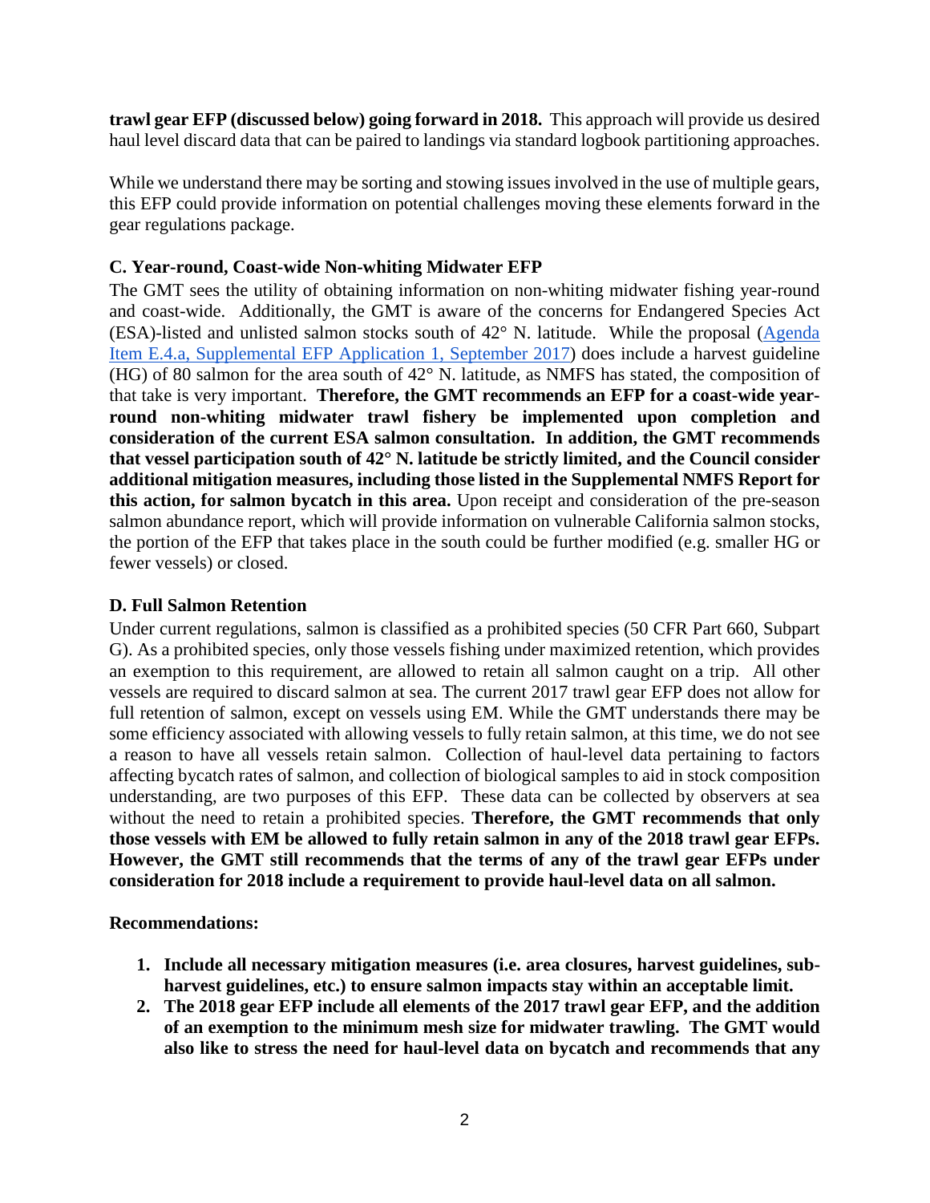**trawl gear EFP (discussed below) going forward in 2018.** This approach will provide us desired haul level discard data that can be paired to landings via standard logbook partitioning approaches.

While we understand there may be sorting and stowing issues involved in the use of multiple gears, this EFP could provide information on potential challenges moving these elements forward in the gear regulations package.

### C. Year-round, Coast-wide Non-whiting Midwater EFP

The GMT sees the utility of obtaining information on non-whiting midwater fishing year-round and coast-wide. Additionally, the GMT is aware of the concerns for Endangered Species Act (ESA)-listed and unlisted salmon stocks south of 42° N. latitude. While the proposal (Agenda Item E.4.a, Supplemental EFP Application 1, September 2017) does include a harvest guideline (HG) of 80 salmon for the area south of 42° N. latitude, as NMFS has stated, the composition of that take is very important. **Therefore, the GMT recommends an EFP for a coast-wide year-round non-whiting midwater trawl fishery be implemented upon completion and consideration of the current ESA salmon consultation. In addition, the GMT recommends that vessel participation south of 42° N. latitude be strictly limited, and the Council consider additional mitigation measures, including those listed in the Supplemental NMFS Report for this action, for salmon bycatch in this area.** Upon receipt and consideration of the pre-season salmon abundance report, which will provide information on vulnerable California salmon stocks, the portion of the EFP that takes place in the south could be further modified (e.g. smaller HG or fewer vessels) or closed.

### D. Full Salmon Retention

Under current regulations, salmon is classified as a prohibited species (50 CFR Part 660, Subpart G). As a prohibited species, only those vessels fishing under maximized retention, which provides an exemption to this requirement, are allowed to retain all salmon caught on a trip. All other vessels are required to discard salmon at sea. The current 2017 trawl gear EFP does not allow for full retention of salmon, except on vessels using EM. While the GMT understands there may be some efficiency associated with allowing vessels to fully retain salmon, at this time, we do not see a reason to have all vessels retain salmon. Collection of haul-level data pertaining to factors affecting bycatch rates of salmon, and collection of biological samples to aid in stock composition understanding, are two purposes of this EFP. These data can be collected by observers at sea without the need to retain a prohibited species. **Therefore, the GMT recommends that only those vessels with EM be allowed to fully retain salmon in any of the 2018 trawl gear EFPs. However, the GMT still recommends that the terms of any of the trawl gear EFPs under consideration for 2018 include a requirement to provide haul-level data on all salmon.**

**Recommendations:**

1. **Include all necessary mitigation measures (i.e. area closures, harvest guidelines, sub-harvest guidelines, etc.) to ensure salmon impacts stay within an acceptable limit.**
2. **The 2018 gear EFP include all elements of the 2017 trawl gear EFP, and the addition of an exemption to the minimum mesh size for midwater trawling. The GMT would also like to stress the need for haul-level data on bycatch and recommends that any**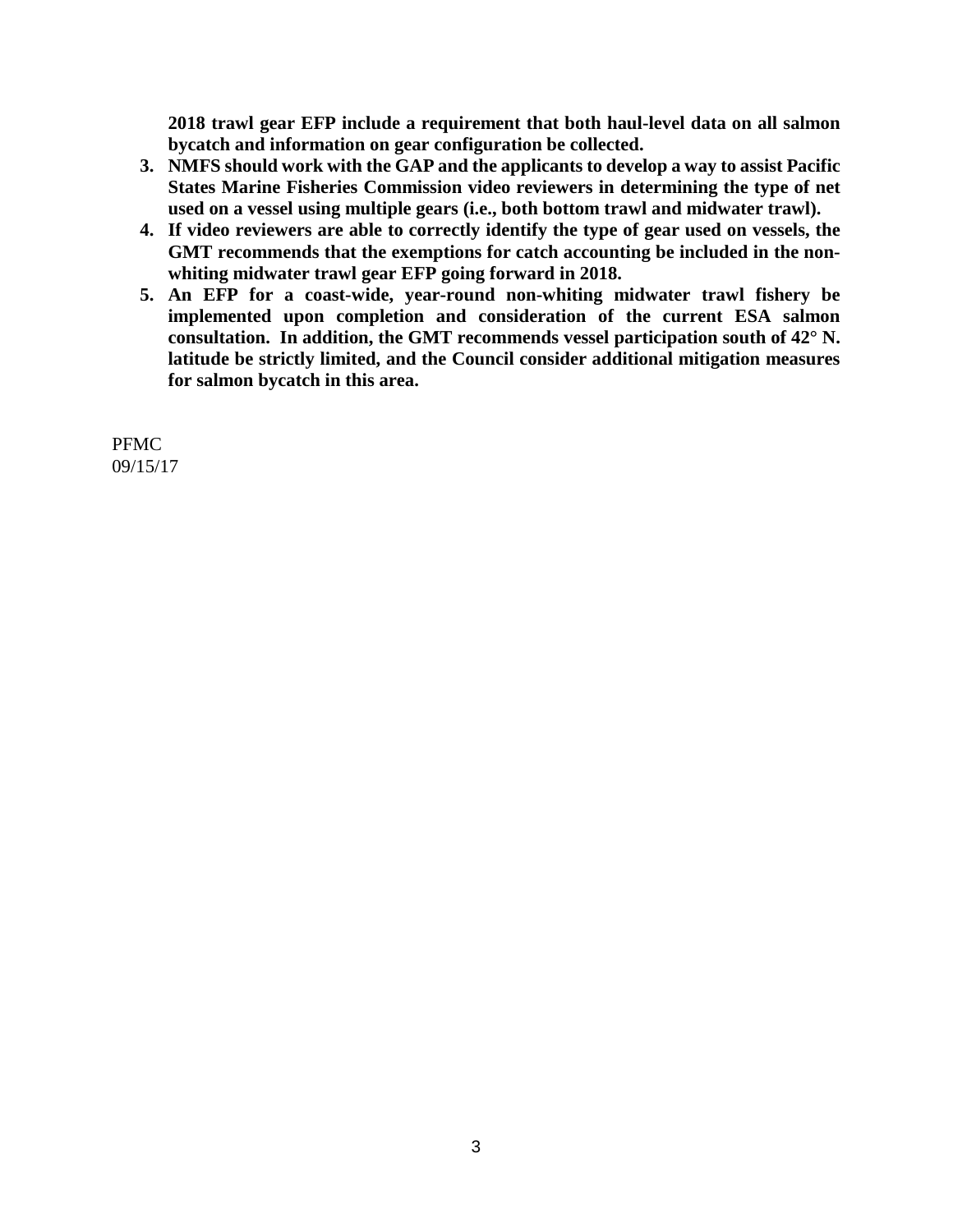**2018 trawl gear EFP include a requirement that both haul-level data on all salmon bycatch and information on gear configuration be collected.**

3. **NMFS should work with the GAP and the applicants to develop a way to assist Pacific States Marine Fisheries Commission video reviewers in determining the type of net used on a vessel using multiple gears (i.e., both bottom trawl and midwater trawl).**
4. **If video reviewers are able to correctly identify the type of gear used on vessels, the GMT recommends that the exemptions for catch accounting be included in the non-whiting midwater trawl gear EFP going forward in 2018.**
5. **An EFP for a coast-wide, year-round non-whiting midwater trawl fishery be implemented upon completion and consideration of the current ESA salmon consultation. In addition, the GMT recommends vessel participation south of 42° N. latitude be strictly limited, and the Council consider additional mitigation measures for salmon bycatch in this area.**

PFMC
09/15/17